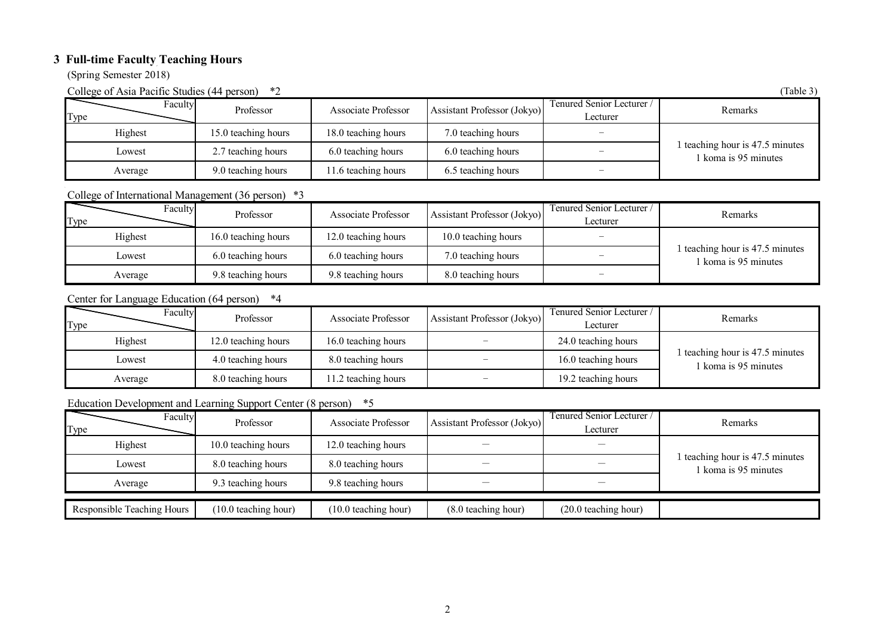## 3 Full-time Faculty Teaching Hours

(Spring Semester 2018)

College of Asia Pacific Studies (44 person) *2

(Table 3)

| Type \ Faculty | Professor | Associate Professor | Assistant Professor (Jokyo) | Tenured Senior Lecturer / Lecturer | Remarks |
|---|---|---|---|---|---|
| Highest | 15.0 teaching hours | 18.0 teaching hours | 7.0 teaching hours | − | 1 teaching hour is 47.5 minutes 1 koma is 95 minutes |
| Lowest | 2.7 teaching hours | 6.0 teaching hours | 6.0 teaching hours | − | |
| Average | 9.0 teaching hours | 11.6 teaching hours | 6.5 teaching hours | − | |

College of International Management (36 person) *3

| Type \ Faculty | Professor | Associate Professor | Assistant Professor (Jokyo) | Tenured Senior Lecturer / Lecturer | Remarks |
|---|---|---|---|---|---|
| Highest | 16.0 teaching hours | 12.0 teaching hours | 10.0 teaching hours | − | 1 teaching hour is 47.5 minutes 1 koma is 95 minutes |
| Lowest | 6.0 teaching hours | 6.0 teaching hours | 7.0 teaching hours | − | |
| Average | 9.8 teaching hours | 9.8 teaching hours | 8.0 teaching hours | − | |

Center for Language Education (64 person) *4

| Type \ Faculty | Professor | Associate Professor | Assistant Professor (Jokyo) | Tenured Senior Lecturer / Lecturer | Remarks |
|---|---|---|---|---|---|
| Highest | 12.0 teaching hours | 16.0 teaching hours | − | 24.0 teaching hours | 1 teaching hour is 47.5 minutes 1 koma is 95 minutes |
| Lowest | 4.0 teaching hours | 8.0 teaching hours | − | 16.0 teaching hours | |
| Average | 8.0 teaching hours | 11.2 teaching hours | − | 19.2 teaching hours | |

Education Development and Learning Support Center (8 person) *5

| Type \ Faculty | Professor | Associate Professor | Assistant Professor (Jokyo) | Tenured Senior Lecturer / Lecturer | Remarks |
|---|---|---|---|---|---|
| Highest | 10.0 teaching hours | 12.0 teaching hours | − | − | 1 teaching hour is 47.5 minutes 1 koma is 95 minutes |
| Lowest | 8.0 teaching hours | 8.0 teaching hours | − | − | |
| Average | 9.3 teaching hours | 9.8 teaching hours | − | − | |

| Responsible Teaching Hours | (10.0 teaching hour) | (10.0 teaching hour) | (8.0 teaching hour) | (20.0 teaching hour) | |
|---|---|---|---|---|---|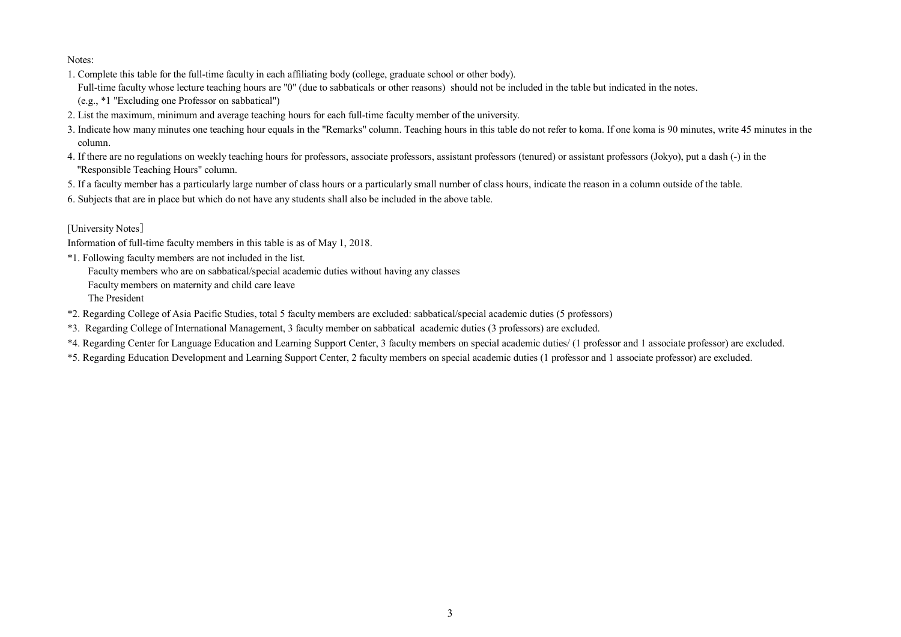Notes:

1. Complete this table for the full-time faculty in each affiliating body (college, graduate school or other body).
   Full-time faculty whose lecture teaching hours are "0" (due to sabbaticals or other reasons) should not be included in the table but indicated in the notes.
   (e.g., *1 "Excluding one Professor on sabbatical")
2. List the maximum, minimum and average teaching hours for each full-time faculty member of the university.
3. Indicate how many minutes one teaching hour equals in the "Remarks" column. Teaching hours in this table do not refer to koma. If one koma is 90 minutes, write 45 minutes in the column.
4. If there are no regulations on weekly teaching hours for professors, associate professors, assistant professors (tenured) or assistant professors (Jokyo), put a dash (-) in the "Responsible Teaching Hours" column.
5. If a faculty member has a particularly large number of class hours or a particularly small number of class hours, indicate the reason in a column outside of the table.
6. Subjects that are in place but which do not have any students shall also be included in the above table.

[University Notes]

Information of full-time faculty members in this table is as of May 1, 2018.

*1. Following faculty members are not included in the list.
   Faculty members who are on sabbatical/special academic duties without having any classes
   Faculty members on maternity and child care leave
   The President

*2. Regarding College of Asia Pacific Studies, total 5 faculty members are excluded: sabbatical/special academic duties (5 professors)

*3. Regarding College of International Management, 3 faculty member on sabbatical academic duties (3 professors) are excluded.

*4. Regarding Center for Language Education and Learning Support Center, 3 faculty members on special academic duties/ (1 professor and 1 associate professor) are excluded.

*5. Regarding Education Development and Learning Support Center, 2 faculty members on special academic duties (1 professor and 1 associate professor) are excluded.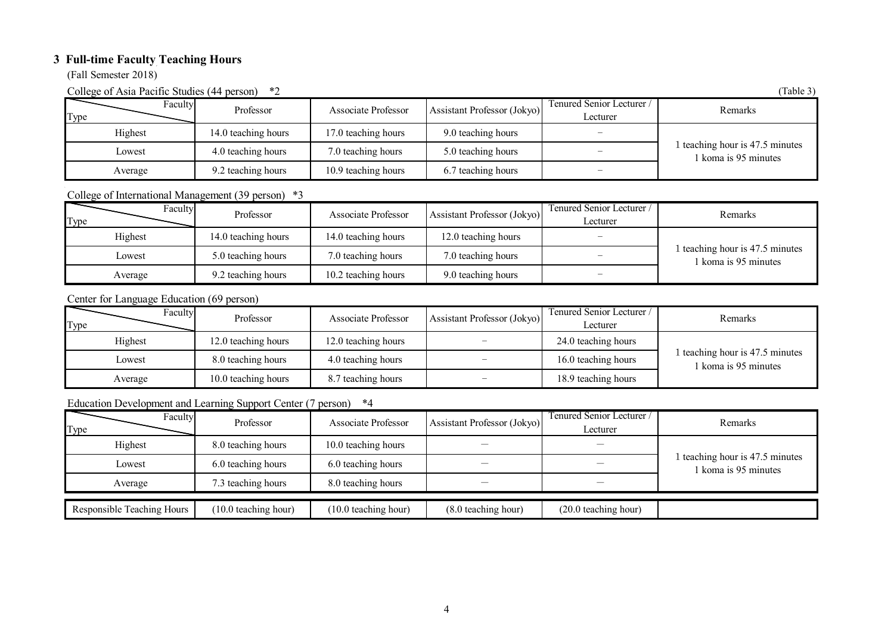## 3 Full-time Faculty Teaching Hours

(Fall Semester 2018)

College of Asia Pacific Studies (44 person) *2

(Table 3)

| Type \ Faculty | Professor | Associate Professor | Assistant Professor (Jokyo) | Tenured Senior Lecturer / Lecturer | Remarks |
|---|---|---|---|---|---|
| Highest | 14.0 teaching hours | 17.0 teaching hours | 9.0 teaching hours | − | 1 teaching hour is 47.5 minutes<br>1 koma is 95 minutes |
| Lowest | 4.0 teaching hours | 7.0 teaching hours | 5.0 teaching hours | − | |
| Average | 9.2 teaching hours | 10.9 teaching hours | 6.7 teaching hours | − | |

College of International Management (39 person) *3

| Type \ Faculty | Professor | Associate Professor | Assistant Professor (Jokyo) | Tenured Senior Lecturer / Lecturer | Remarks |
|---|---|---|---|---|---|
| Highest | 14.0 teaching hours | 14.0 teaching hours | 12.0 teaching hours | − | 1 teaching hour is 47.5 minutes<br>1 koma is 95 minutes |
| Lowest | 5.0 teaching hours | 7.0 teaching hours | 7.0 teaching hours | − | |
| Average | 9.2 teaching hours | 10.2 teaching hours | 9.0 teaching hours | − | |

Center for Language Education (69 person)

| Type \ Faculty | Professor | Associate Professor | Assistant Professor (Jokyo) | Tenured Senior Lecturer / Lecturer | Remarks |
|---|---|---|---|---|---|
| Highest | 12.0 teaching hours | 12.0 teaching hours | − | 24.0 teaching hours | 1 teaching hour is 47.5 minutes<br>1 koma is 95 minutes |
| Lowest | 8.0 teaching hours | 4.0 teaching hours | − | 16.0 teaching hours | |
| Average | 10.0 teaching hours | 8.7 teaching hours | − | 18.9 teaching hours | |

Education Development and Learning Support Center (7 person) *4

| Type \ Faculty | Professor | Associate Professor | Assistant Professor (Jokyo) | Tenured Senior Lecturer / Lecturer | Remarks |
|---|---|---|---|---|---|
| Highest | 8.0 teaching hours | 10.0 teaching hours | — | — | 1 teaching hour is 47.5 minutes<br>1 koma is 95 minutes |
| Lowest | 6.0 teaching hours | 6.0 teaching hours | — | — | |
| Average | 7.3 teaching hours | 8.0 teaching hours | — | — | |

| Responsible Teaching Hours | (10.0 teaching hour) | (10.0 teaching hour) | (8.0 teaching hour) | (20.0 teaching hour) | |
|---|---|---|---|---|---|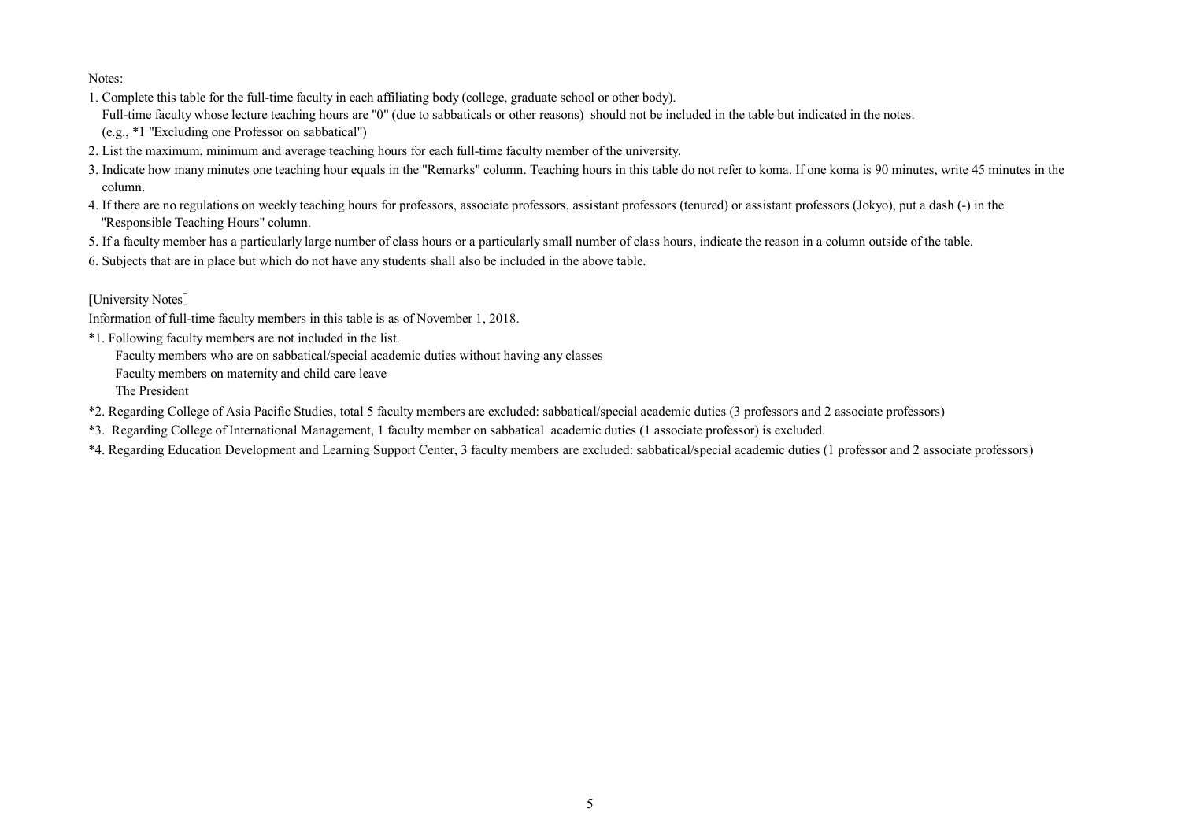Notes:

1. Complete this table for the full-time faculty in each affiliating body (college, graduate school or other body).
   Full-time faculty whose lecture teaching hours are "0" (due to sabbaticals or other reasons) should not be included in the table but indicated in the notes.
   (e.g., *1 "Excluding one Professor on sabbatical")
2. List the maximum, minimum and average teaching hours for each full-time faculty member of the university.
3. Indicate how many minutes one teaching hour equals in the "Remarks" column. Teaching hours in this table do not refer to koma. If one koma is 90 minutes, write 45 minutes in the column.
4. If there are no regulations on weekly teaching hours for professors, associate professors, assistant professors (tenured) or assistant professors (Jokyo), put a dash (-) in the "Responsible Teaching Hours" column.
5. If a faculty member has a particularly large number of class hours or a particularly small number of class hours, indicate the reason in a column outside of the table.
6. Subjects that are in place but which do not have any students shall also be included in the above table.

[University Notes]

Information of full-time faculty members in this table is as of November 1, 2018.

*1. Following faculty members are not included in the list.
   Faculty members who are on sabbatical/special academic duties without having any classes
   Faculty members on maternity and child care leave
   The President

*2. Regarding College of Asia Pacific Studies, total 5 faculty members are excluded: sabbatical/special academic duties (3 professors and 2 associate professors)

*3. Regarding College of International Management, 1 faculty member on sabbatical academic duties (1 associate professor) is excluded.

*4. Regarding Education Development and Learning Support Center, 3 faculty members are excluded: sabbatical/special academic duties (1 professor and 2 associate professors)